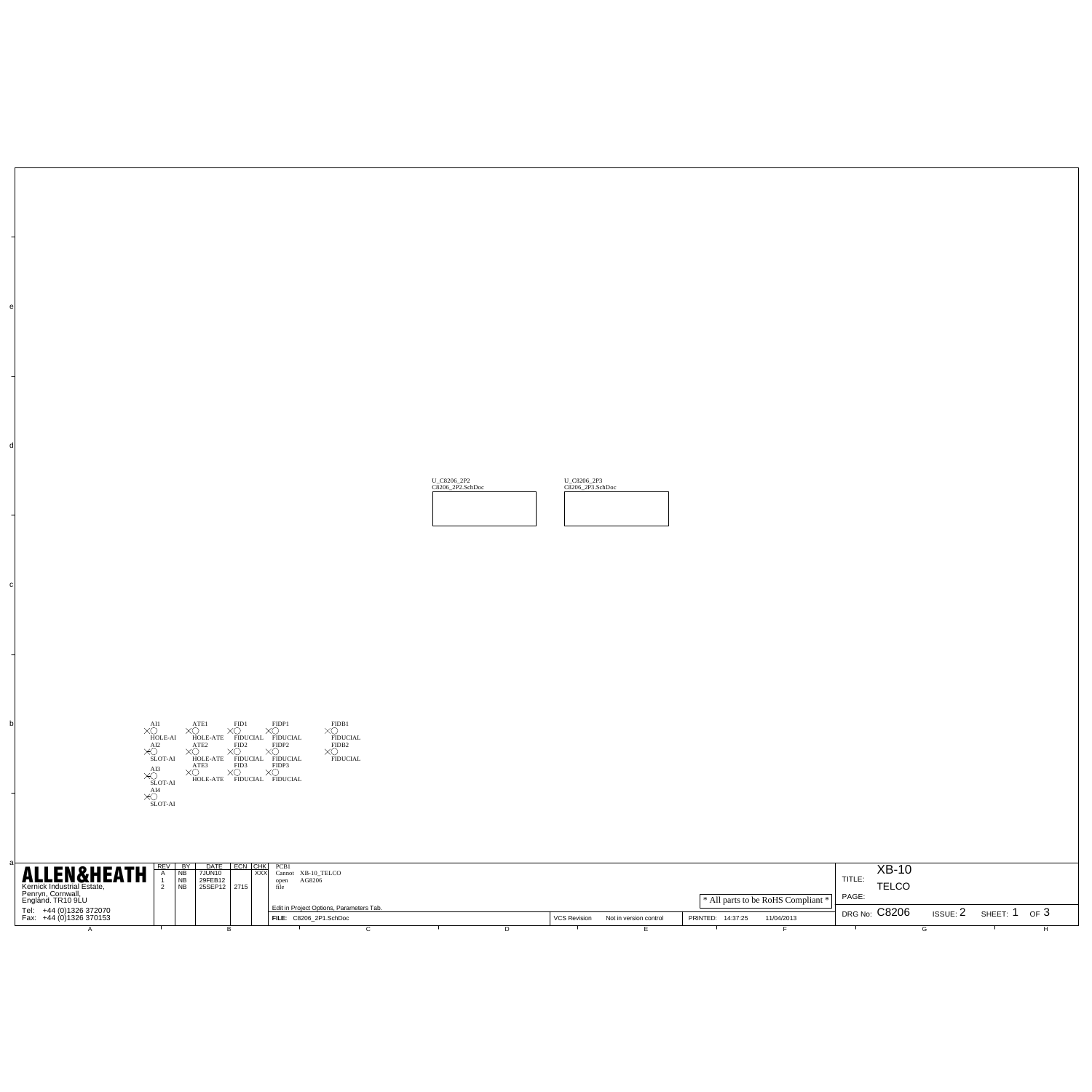U_C8206_2P2
C8206_2P2.SchDoc

U_C8206_2P3
C8206_2P3.SchDoc

AI1 HOLE-AI
AI2 SLOT-AI
AI3 SLOT-AI
AI4 SLOT-AI

ATE1 HOLE-ATE
ATE2 HOLE-ATE
ATE3 HOLE-ATE

FID1 FIDUCIAL
FID2 FIDUCIAL
FID3 FIDUCIAL

FIDP1 FIDUCIAL
FIDP2 FIDUCIAL
FIDP3 FIDUCIAL

FIDB1 FIDUCIAL
FIDB2 FIDUCIAL

**ALLEN&HEATH**
Kernick Industrial Estate,
Penryn, Cornwall,
England. TR10 9LU
Tel: +44 (0)1326 372070
Fax: +44 (0)1326 370153

| REV | BY | DATE | ECN | CHK |
|---|---|---|---|---|
| A | NB | 7JUN10 | | XXX |
| 1 | NB | 29FEB12 | | |
| 2 | NB | 25SEP12 | 2715 | |

PCB1
Cannot open file XB-10_TELCO AG8206

Edit in Project Options, Parameters Tab.

FILE: C8206_2P1.SchDoc

VCS Revision Not in version control

PRINTED: 14:37:25 11/04/2013

* All parts to be RoHS Compliant *

TITLE: XB-10 TELCO
PAGE:
DRG No: C8206 ISSUE: 2 SHEET: 1 OF 3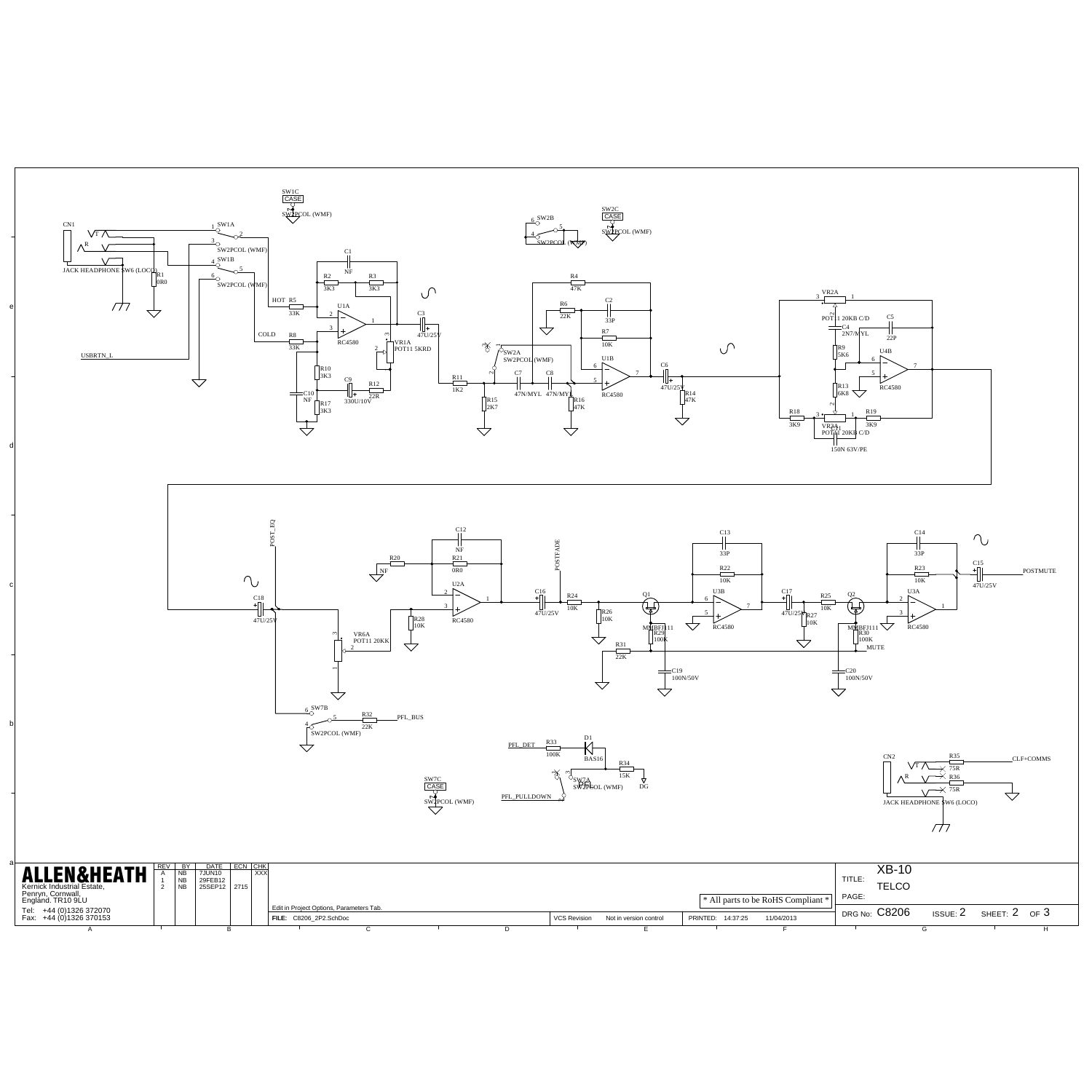CN1

JACK HEADPHONE SW6 (LOCO)

SW1A, SW1B, SW1C — SW2PCOL (WMF)

SW2A, SW2B, SW2C — SW2PCOL (WMF)

HOT, COLD, USBRTN_L

U1A RC4580, U1B RC4580, U4B RC4580

VR1A POT11 5KRD

VR2A POT11 20KB C/D

VR2B POT11 20KB C/D

POST_EQ, POSTFADE, POSTMUTE, MUTE

U2A RC4580, U3B RC4580, U3A RC4580

Q1 MMBFJ111, Q2 MMBFJ111

VR6A POT11 20KK

SW7A, SW7B, SW7C — SW2PCOL (WMF)

PFL_BUS, PFL_DET, PFL_PULLDOWN, DG

D1 BAS16

CN2 JACK HEADPHONE SW6 (LOCO)

CLF+COMMS

**ALLEN&HEATH**

Kernick Industrial Estate,
Penryn, Cornwall,
England. TR10 9LU

Tel: +44 (0)1326 372070
Fax: +44 (0)1326 370153

| REV | BY | DATE | ECN | CHK |
|---|---|---|---|---|
| A | NB | 7JUN10 | | XXX |
| 1 | NB | 29FEB12 | | |
| 2 | NB | 25SEP12 | 2715 | |

Edit in Project Options, Parameters Tab.

FILE: C8206_2P2.SchDoc

VCS Revision Not in version control

PRINTED: 14:37:25 11/04/2013

\* All parts to be RoHS Compliant \*

TITLE: XB-10 TELCO

PAGE:

DRG No: C8206 ISSUE: 2 SHEET: 2 OF 3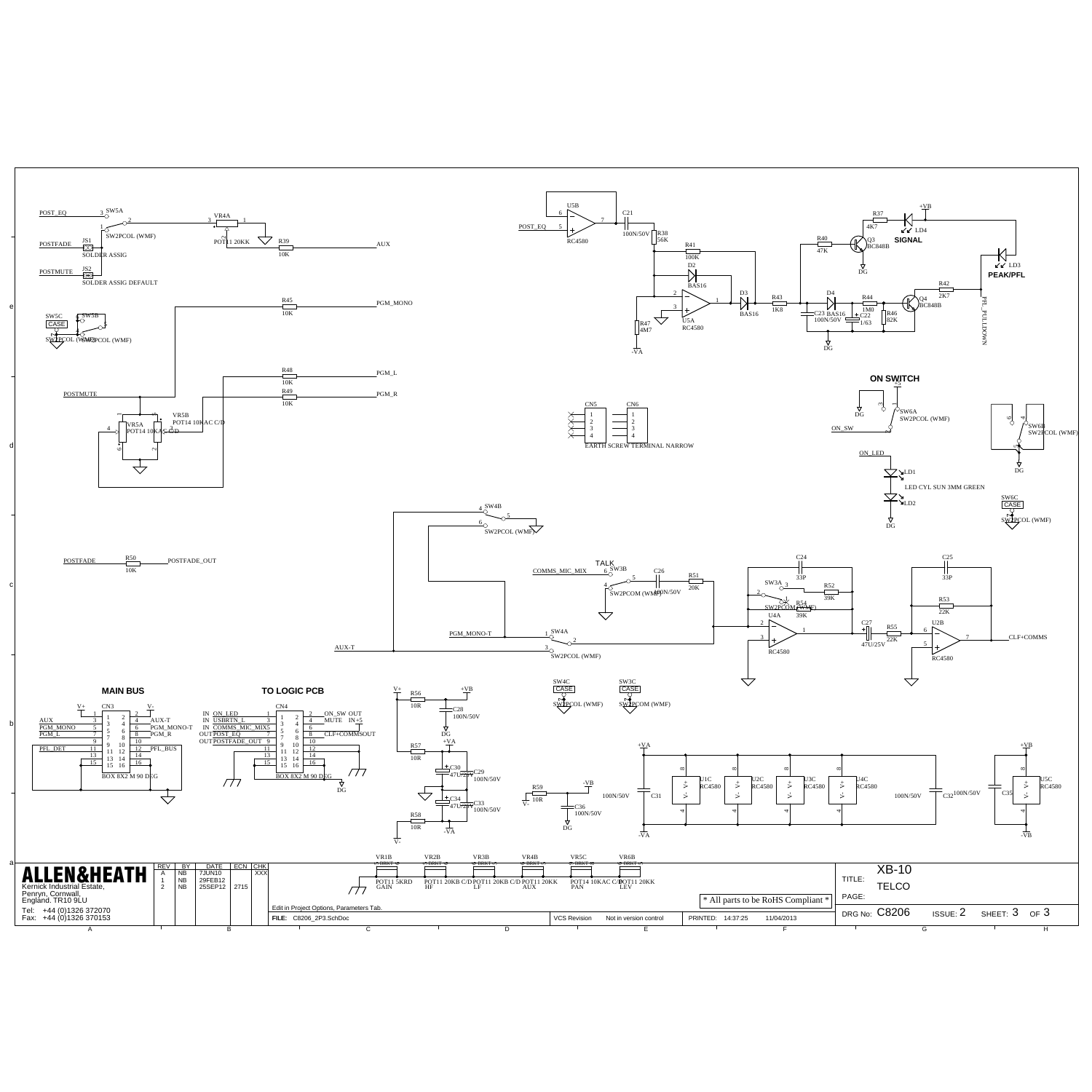**MAIN BUS**

**TO LOGIC PCB**

**SIGNAL**

**PEAK/PFL**

**ON SWITCH**

TALK

| REV | BY | DATE | ECN | CHK |
|---|---|---|---|---|
| A | NB | 7JUN10 | | XXX |
| 1 | NB | 29FEB12 | | |
| 2 | NB | 25SEP12 | 2715 | |

**ALLEN&HEATH**

Kernick Industrial Estate,
Penryn, Cornwall,
England. TR10 9LU

Tel: +44 (0)1326 372070
Fax: +44 (0)1326 370153

Edit in Project Options, Parameters Tab.

FILE: C8206_2P3.SchDoc

VCS Revision: Not in version control

PRINTED: 14:37:25 11/04/2013

* All parts to be RoHS Compliant *

TITLE: XB-10 TELCO

PAGE:

DRG No: C8206 ISSUE: 2 SHEET: 3 OF 3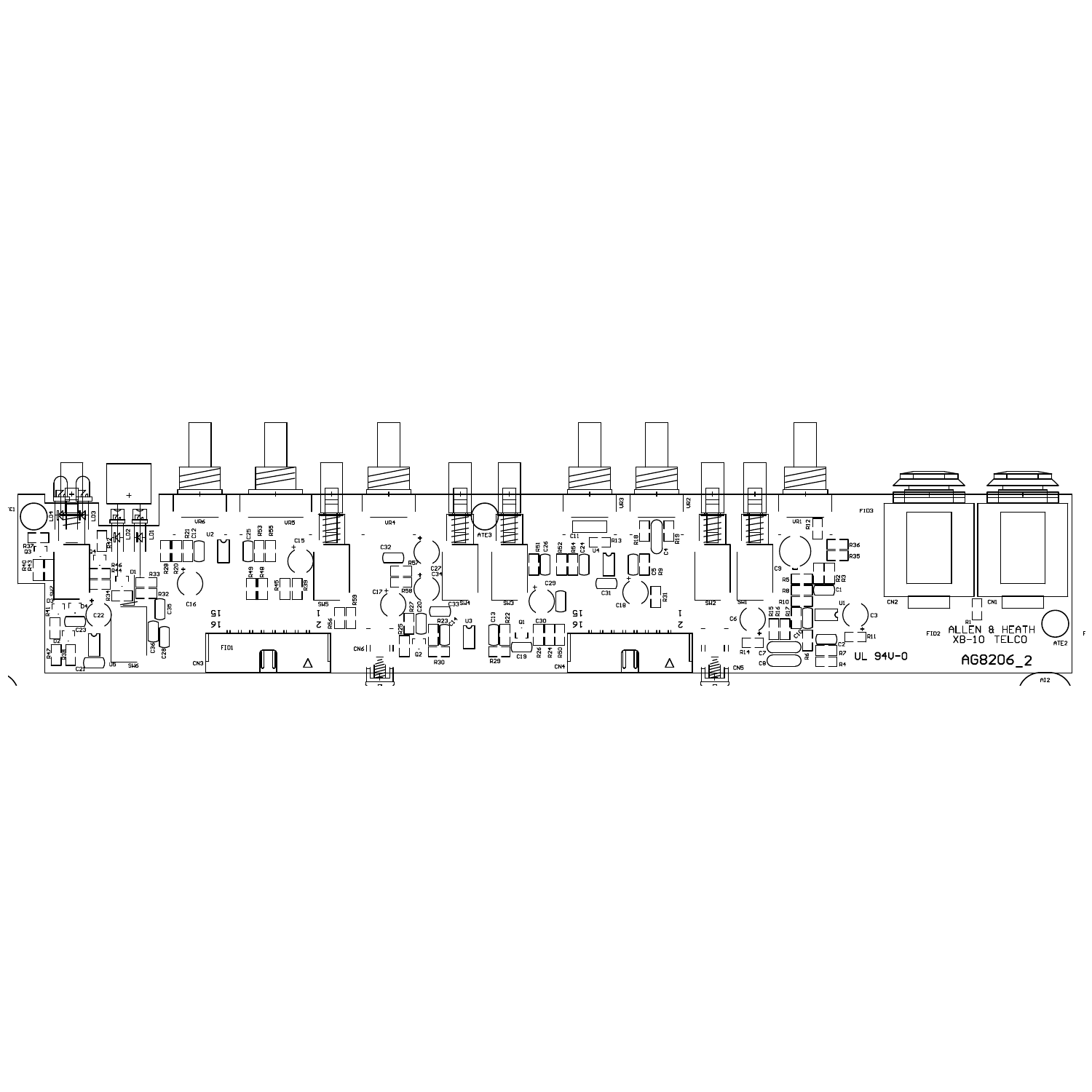ALLEN & HEATH
XB-10 TELCO

UL 94V-0

AG8206_2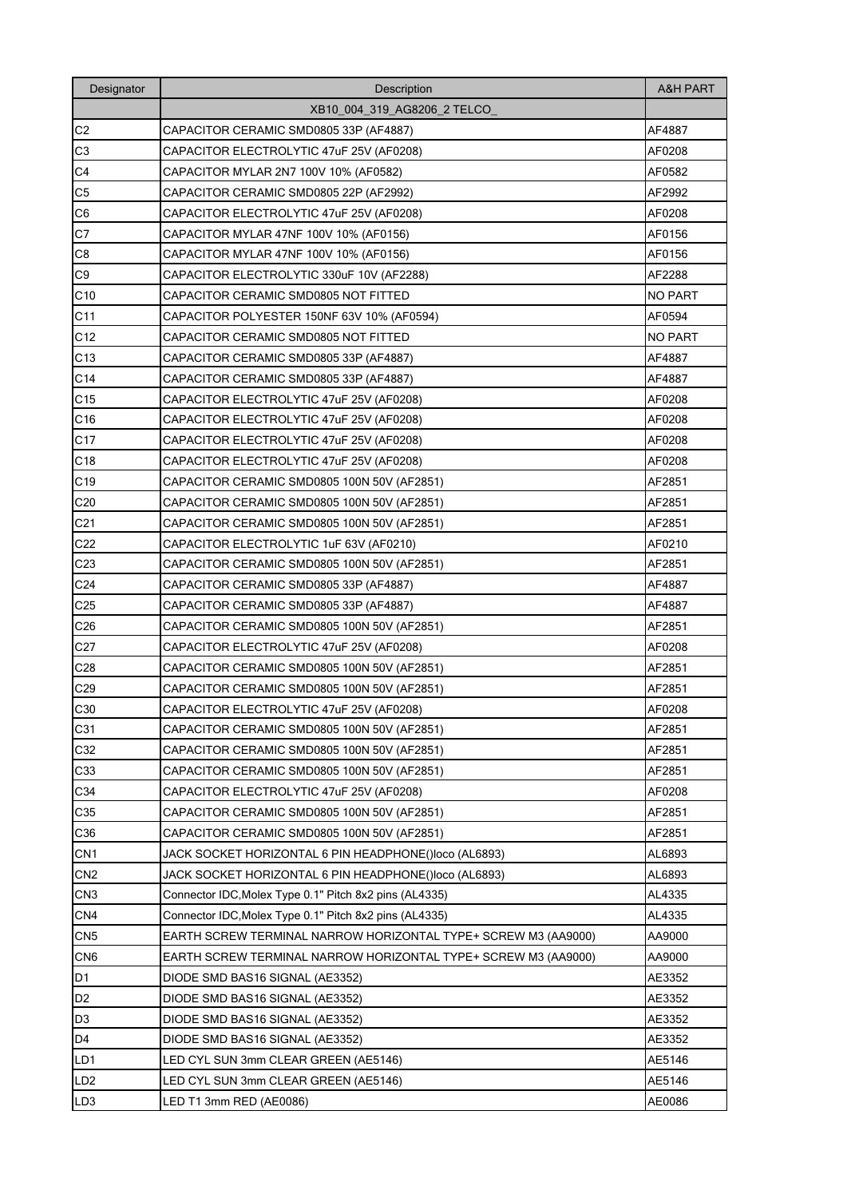| Designator | Description | A&H PART |
|---|---|---|
| | XB10_004_319_AG8206_2 TELCO_ | |
| C2 | CAPACITOR CERAMIC SMD0805 33P (AF4887) | AF4887 |
| C3 | CAPACITOR ELECTROLYTIC 47uF 25V (AF0208) | AF0208 |
| C4 | CAPACITOR MYLAR 2N7 100V 10% (AF0582) | AF0582 |
| C5 | CAPACITOR CERAMIC SMD0805 22P (AF2992) | AF2992 |
| C6 | CAPACITOR ELECTROLYTIC 47uF 25V (AF0208) | AF0208 |
| C7 | CAPACITOR MYLAR 47NF 100V 10% (AF0156) | AF0156 |
| C8 | CAPACITOR MYLAR 47NF 100V 10% (AF0156) | AF0156 |
| C9 | CAPACITOR ELECTROLYTIC 330uF 10V (AF2288) | AF2288 |
| C10 | CAPACITOR CERAMIC SMD0805 NOT FITTED | NO PART |
| C11 | CAPACITOR POLYESTER 150NF 63V 10% (AF0594) | AF0594 |
| C12 | CAPACITOR CERAMIC SMD0805 NOT FITTED | NO PART |
| C13 | CAPACITOR CERAMIC SMD0805 33P (AF4887) | AF4887 |
| C14 | CAPACITOR CERAMIC SMD0805 33P (AF4887) | AF4887 |
| C15 | CAPACITOR ELECTROLYTIC 47uF 25V (AF0208) | AF0208 |
| C16 | CAPACITOR ELECTROLYTIC 47uF 25V (AF0208) | AF0208 |
| C17 | CAPACITOR ELECTROLYTIC 47uF 25V (AF0208) | AF0208 |
| C18 | CAPACITOR ELECTROLYTIC 47uF 25V (AF0208) | AF0208 |
| C19 | CAPACITOR CERAMIC SMD0805 100N 50V (AF2851) | AF2851 |
| C20 | CAPACITOR CERAMIC SMD0805 100N 50V (AF2851) | AF2851 |
| C21 | CAPACITOR CERAMIC SMD0805 100N 50V (AF2851) | AF2851 |
| C22 | CAPACITOR ELECTROLYTIC 1uF 63V (AF0210) | AF0210 |
| C23 | CAPACITOR CERAMIC SMD0805 100N 50V (AF2851) | AF2851 |
| C24 | CAPACITOR CERAMIC SMD0805 33P (AF4887) | AF4887 |
| C25 | CAPACITOR CERAMIC SMD0805 33P (AF4887) | AF4887 |
| C26 | CAPACITOR CERAMIC SMD0805 100N 50V (AF2851) | AF2851 |
| C27 | CAPACITOR ELECTROLYTIC 47uF 25V (AF0208) | AF0208 |
| C28 | CAPACITOR CERAMIC SMD0805 100N 50V (AF2851) | AF2851 |
| C29 | CAPACITOR CERAMIC SMD0805 100N 50V (AF2851) | AF2851 |
| C30 | CAPACITOR ELECTROLYTIC 47uF 25V (AF0208) | AF0208 |
| C31 | CAPACITOR CERAMIC SMD0805 100N 50V (AF2851) | AF2851 |
| C32 | CAPACITOR CERAMIC SMD0805 100N 50V (AF2851) | AF2851 |
| C33 | CAPACITOR CERAMIC SMD0805 100N 50V (AF2851) | AF2851 |
| C34 | CAPACITOR ELECTROLYTIC 47uF 25V (AF0208) | AF0208 |
| C35 | CAPACITOR CERAMIC SMD0805 100N 50V (AF2851) | AF2851 |
| C36 | CAPACITOR CERAMIC SMD0805 100N 50V (AF2851) | AF2851 |
| CN1 | JACK SOCKET HORIZONTAL 6 PIN HEADPHONE()loco (AL6893) | AL6893 |
| CN2 | JACK SOCKET HORIZONTAL 6 PIN HEADPHONE()loco (AL6893) | AL6893 |
| CN3 | Connector IDC,Molex Type 0.1" Pitch 8x2 pins (AL4335) | AL4335 |
| CN4 | Connector IDC,Molex Type 0.1" Pitch 8x2 pins (AL4335) | AL4335 |
| CN5 | EARTH SCREW TERMINAL NARROW HORIZONTAL TYPE+ SCREW M3 (AA9000) | AA9000 |
| CN6 | EARTH SCREW TERMINAL NARROW HORIZONTAL TYPE+ SCREW M3 (AA9000) | AA9000 |
| D1 | DIODE SMD BAS16 SIGNAL (AE3352) | AE3352 |
| D2 | DIODE SMD BAS16 SIGNAL (AE3352) | AE3352 |
| D3 | DIODE SMD BAS16 SIGNAL (AE3352) | AE3352 |
| D4 | DIODE SMD BAS16 SIGNAL (AE3352) | AE3352 |
| LD1 | LED CYL SUN 3mm CLEAR GREEN (AE5146) | AE5146 |
| LD2 | LED CYL SUN 3mm CLEAR GREEN (AE5146) | AE5146 |
| LD3 | LED T1 3mm RED (AE0086) | AE0086 |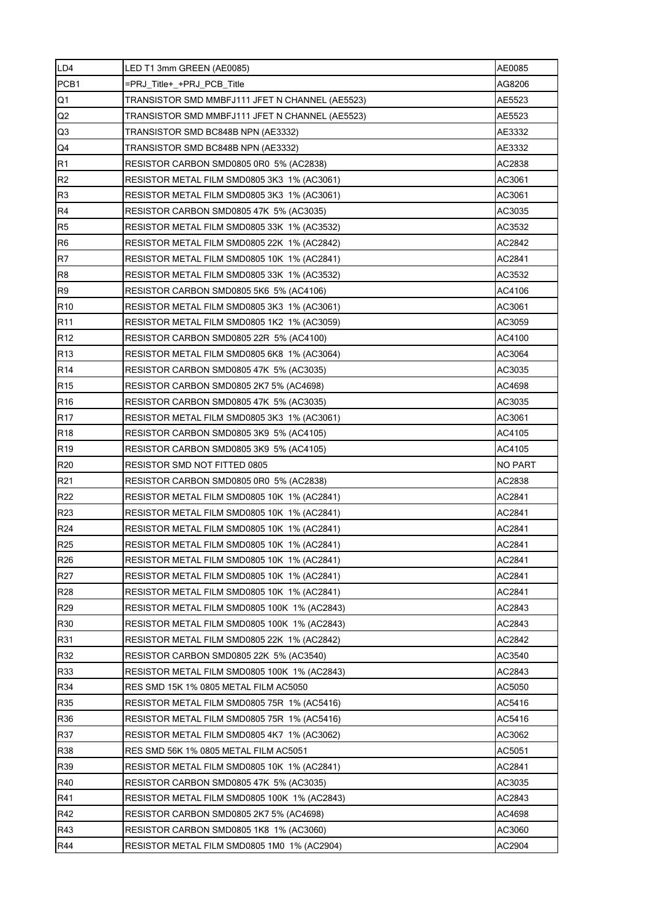| LD4 | LED T1 3mm GREEN (AE0085) | AE0085 |
|---|---|---|
| PCB1 | =PRJ_Title+_+PRJ_PCB_Title | AG8206 |
| Q1 | TRANSISTOR SMD MMBFJ111 JFET N CHANNEL (AE5523) | AE5523 |
| Q2 | TRANSISTOR SMD MMBFJ111 JFET N CHANNEL (AE5523) | AE5523 |
| Q3 | TRANSISTOR SMD BC848B NPN (AE3332) | AE3332 |
| Q4 | TRANSISTOR SMD BC848B NPN (AE3332) | AE3332 |
| R1 | RESISTOR CARBON SMD0805 0R0 5% (AC2838) | AC2838 |
| R2 | RESISTOR METAL FILM SMD0805 3K3 1% (AC3061) | AC3061 |
| R3 | RESISTOR METAL FILM SMD0805 3K3 1% (AC3061) | AC3061 |
| R4 | RESISTOR CARBON SMD0805 47K 5% (AC3035) | AC3035 |
| R5 | RESISTOR METAL FILM SMD0805 33K 1% (AC3532) | AC3532 |
| R6 | RESISTOR METAL FILM SMD0805 22K 1% (AC2842) | AC2842 |
| R7 | RESISTOR METAL FILM SMD0805 10K 1% (AC2841) | AC2841 |
| R8 | RESISTOR METAL FILM SMD0805 33K 1% (AC3532) | AC3532 |
| R9 | RESISTOR CARBON SMD0805 5K6 5% (AC4106) | AC4106 |
| R10 | RESISTOR METAL FILM SMD0805 3K3 1% (AC3061) | AC3061 |
| R11 | RESISTOR METAL FILM SMD0805 1K2 1% (AC3059) | AC3059 |
| R12 | RESISTOR CARBON SMD0805 22R 5% (AC4100) | AC4100 |
| R13 | RESISTOR METAL FILM SMD0805 6K8 1% (AC3064) | AC3064 |
| R14 | RESISTOR CARBON SMD0805 47K 5% (AC3035) | AC3035 |
| R15 | RESISTOR CARBON SMD0805 2K7 5% (AC4698) | AC4698 |
| R16 | RESISTOR CARBON SMD0805 47K 5% (AC3035) | AC3035 |
| R17 | RESISTOR METAL FILM SMD0805 3K3 1% (AC3061) | AC3061 |
| R18 | RESISTOR CARBON SMD0805 3K9 5% (AC4105) | AC4105 |
| R19 | RESISTOR CARBON SMD0805 3K9 5% (AC4105) | AC4105 |
| R20 | RESISTOR SMD NOT FITTED 0805 | NO PART |
| R21 | RESISTOR CARBON SMD0805 0R0 5% (AC2838) | AC2838 |
| R22 | RESISTOR METAL FILM SMD0805 10K 1% (AC2841) | AC2841 |
| R23 | RESISTOR METAL FILM SMD0805 10K 1% (AC2841) | AC2841 |
| R24 | RESISTOR METAL FILM SMD0805 10K 1% (AC2841) | AC2841 |
| R25 | RESISTOR METAL FILM SMD0805 10K 1% (AC2841) | AC2841 |
| R26 | RESISTOR METAL FILM SMD0805 10K 1% (AC2841) | AC2841 |
| R27 | RESISTOR METAL FILM SMD0805 10K 1% (AC2841) | AC2841 |
| R28 | RESISTOR METAL FILM SMD0805 10K 1% (AC2841) | AC2841 |
| R29 | RESISTOR METAL FILM SMD0805 100K 1% (AC2843) | AC2843 |
| R30 | RESISTOR METAL FILM SMD0805 100K 1% (AC2843) | AC2843 |
| R31 | RESISTOR METAL FILM SMD0805 22K 1% (AC2842) | AC2842 |
| R32 | RESISTOR CARBON SMD0805 22K 5% (AC3540) | AC3540 |
| R33 | RESISTOR METAL FILM SMD0805 100K 1% (AC2843) | AC2843 |
| R34 | RES SMD 15K 1% 0805 METAL FILM AC5050 | AC5050 |
| R35 | RESISTOR METAL FILM SMD0805 75R 1% (AC5416) | AC5416 |
| R36 | RESISTOR METAL FILM SMD0805 75R 1% (AC5416) | AC5416 |
| R37 | RESISTOR METAL FILM SMD0805 4K7 1% (AC3062) | AC3062 |
| R38 | RES SMD 56K 1% 0805 METAL FILM AC5051 | AC5051 |
| R39 | RESISTOR METAL FILM SMD0805 10K 1% (AC2841) | AC2841 |
| R40 | RESISTOR CARBON SMD0805 47K 5% (AC3035) | AC3035 |
| R41 | RESISTOR METAL FILM SMD0805 100K 1% (AC2843) | AC2843 |
| R42 | RESISTOR CARBON SMD0805 2K7 5% (AC4698) | AC4698 |
| R43 | RESISTOR CARBON SMD0805 1K8 1% (AC3060) | AC3060 |
| R44 | RESISTOR METAL FILM SMD0805 1M0 1% (AC2904) | AC2904 |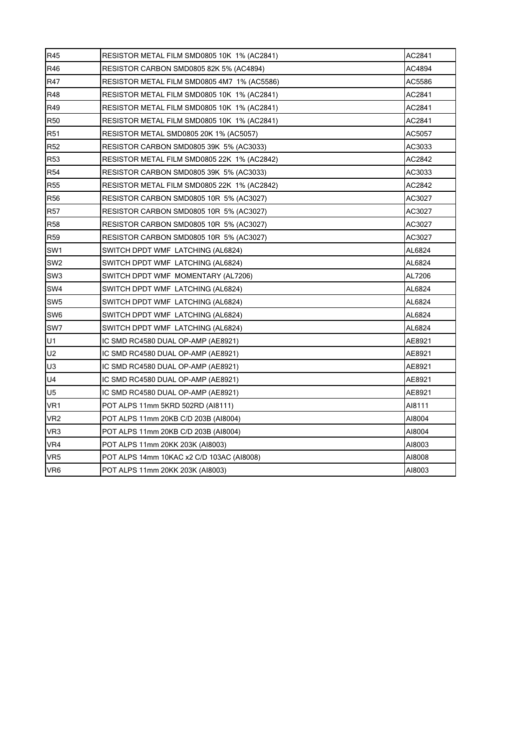| | | |
|---|---|---|
| R45 | RESISTOR METAL FILM SMD0805 10K 1% (AC2841) | AC2841 |
| R46 | RESISTOR CARBON SMD0805 82K 5% (AC4894) | AC4894 |
| R47 | RESISTOR METAL FILM SMD0805 4M7 1% (AC5586) | AC5586 |
| R48 | RESISTOR METAL FILM SMD0805 10K 1% (AC2841) | AC2841 |
| R49 | RESISTOR METAL FILM SMD0805 10K 1% (AC2841) | AC2841 |
| R50 | RESISTOR METAL FILM SMD0805 10K 1% (AC2841) | AC2841 |
| R51 | RESISTOR METAL SMD0805 20K 1% (AC5057) | AC5057 |
| R52 | RESISTOR CARBON SMD0805 39K 5% (AC3033) | AC3033 |
| R53 | RESISTOR METAL FILM SMD0805 22K 1% (AC2842) | AC2842 |
| R54 | RESISTOR CARBON SMD0805 39K 5% (AC3033) | AC3033 |
| R55 | RESISTOR METAL FILM SMD0805 22K 1% (AC2842) | AC2842 |
| R56 | RESISTOR CARBON SMD0805 10R 5% (AC3027) | AC3027 |
| R57 | RESISTOR CARBON SMD0805 10R 5% (AC3027) | AC3027 |
| R58 | RESISTOR CARBON SMD0805 10R 5% (AC3027) | AC3027 |
| R59 | RESISTOR CARBON SMD0805 10R 5% (AC3027) | AC3027 |
| SW1 | SWITCH DPDT WMF LATCHING (AL6824) | AL6824 |
| SW2 | SWITCH DPDT WMF LATCHING (AL6824) | AL6824 |
| SW3 | SWITCH DPDT WMF MOMENTARY (AL7206) | AL7206 |
| SW4 | SWITCH DPDT WMF LATCHING (AL6824) | AL6824 |
| SW5 | SWITCH DPDT WMF LATCHING (AL6824) | AL6824 |
| SW6 | SWITCH DPDT WMF LATCHING (AL6824) | AL6824 |
| SW7 | SWITCH DPDT WMF LATCHING (AL6824) | AL6824 |
| U1 | IC SMD RC4580 DUAL OP-AMP (AE8921) | AE8921 |
| U2 | IC SMD RC4580 DUAL OP-AMP (AE8921) | AE8921 |
| U3 | IC SMD RC4580 DUAL OP-AMP (AE8921) | AE8921 |
| U4 | IC SMD RC4580 DUAL OP-AMP (AE8921) | AE8921 |
| U5 | IC SMD RC4580 DUAL OP-AMP (AE8921) | AE8921 |
| VR1 | POT ALPS 11mm 5KRD 502RD (AI8111) | AI8111 |
| VR2 | POT ALPS 11mm 20KB C/D 203B (AI8004) | AI8004 |
| VR3 | POT ALPS 11mm 20KB C/D 203B (AI8004) | AI8004 |
| VR4 | POT ALPS 11mm 20KK 203K (AI8003) | AI8003 |
| VR5 | POT ALPS 14mm 10KAC x2 C/D 103AC (AI8008) | AI8008 |
| VR6 | POT ALPS 11mm 20KK 203K (AI8003) | AI8003 |